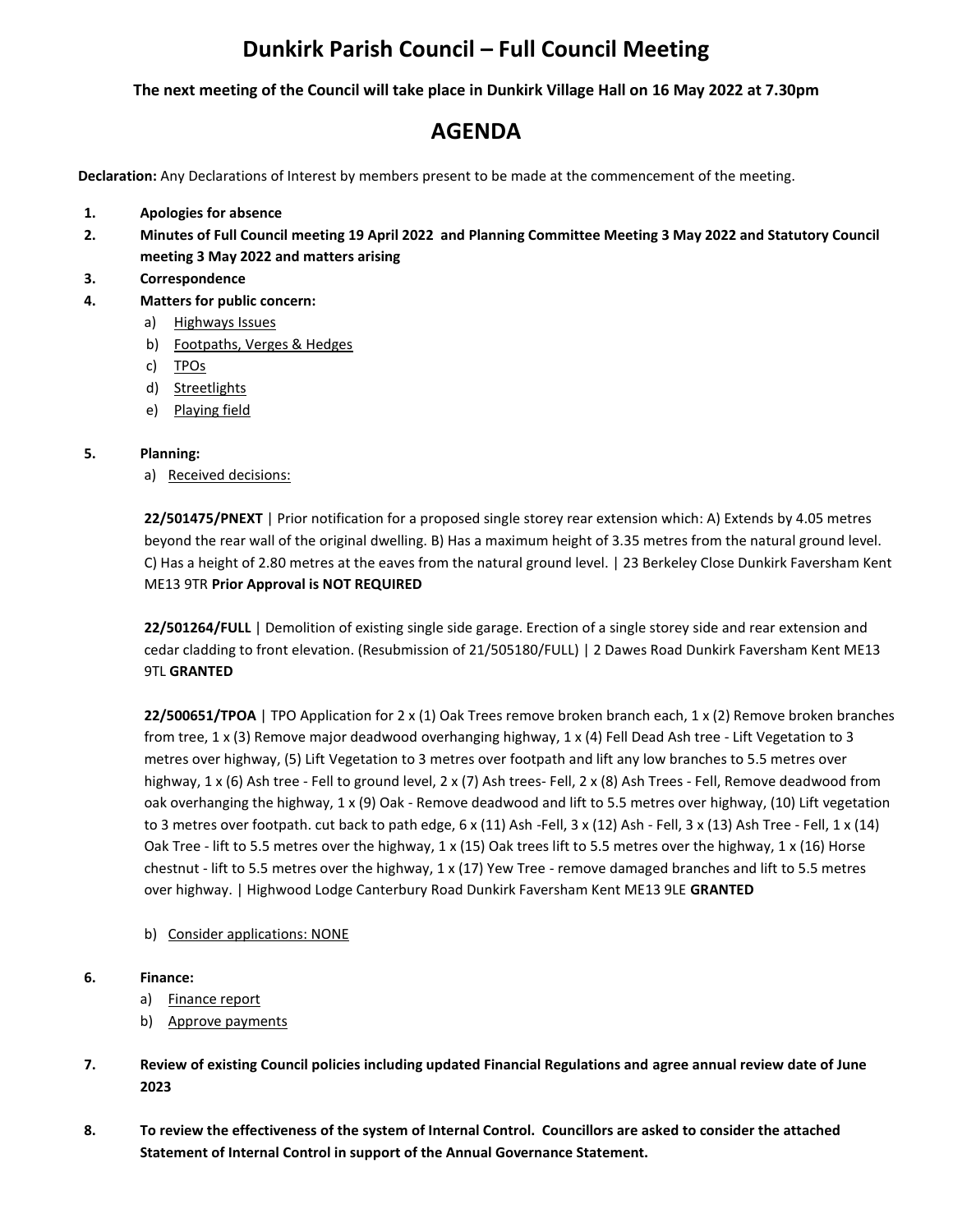# Dunkirk Parish Council – Full Council Meeting

**The next meeting of the Council will take place in Dunkirk Village Hall on 16 May 2022 at 7.30pm**

## AGENDA

**Declaration:** Any Declarations of Interest by members present to be made at the commencement of the meeting.

1. **Apologies for absence**
2. **Minutes of Full Council meeting 19 April 2022 and Planning Committee Meeting 3 May 2022 and Statutory Council meeting 3 May 2022 and matters arising**
3. **Correspondence**
4. **Matters for public concern:**
   a) Highways Issues
   b) Footpaths, Verges & Hedges
   c) TPOs
   d) Streetlights
   e) Playing field

5. **Planning:**
   a) Received decisions:

   **22/501475/PNEXT** | Prior notification for a proposed single storey rear extension which: A) Extends by 4.05 metres beyond the rear wall of the original dwelling. B) Has a maximum height of 3.35 metres from the natural ground level. C) Has a height of 2.80 metres at the eaves from the natural ground level. | 23 Berkeley Close Dunkirk Faversham Kent ME13 9TR **Prior Approval is NOT REQUIRED**

   **22/501264/FULL** | Demolition of existing single side garage. Erection of a single storey side and rear extension and cedar cladding to front elevation. (Resubmission of 21/505180/FULL) | 2 Dawes Road Dunkirk Faversham Kent ME13 9TL **GRANTED**

   **22/500651/TPOA** | TPO Application for 2 x (1) Oak Trees remove broken branch each, 1 x (2) Remove broken branches from tree, 1 x (3) Remove major deadwood overhanging highway, 1 x (4) Fell Dead Ash tree - Lift Vegetation to 3 metres over highway, (5) Lift Vegetation to 3 metres over footpath and lift any low branches to 5.5 metres over highway, 1 x (6) Ash tree - Fell to ground level, 2 x (7) Ash trees- Fell, 2 x (8) Ash Trees - Fell, Remove deadwood from oak overhanging the highway, 1 x (9) Oak - Remove deadwood and lift to 5.5 metres over highway, (10) Lift vegetation to 3 metres over footpath. cut back to path edge, 6 x (11) Ash -Fell, 3 x (12) Ash - Fell, 3 x (13) Ash Tree - Fell, 1 x (14) Oak Tree - lift to 5.5 metres over the highway, 1 x (15) Oak trees lift to 5.5 metres over the highway, 1 x (16) Horse chestnut - lift to 5.5 metres over the highway, 1 x (17) Yew Tree - remove damaged branches and lift to 5.5 metres over highway. | Highwood Lodge Canterbury Road Dunkirk Faversham Kent ME13 9LE **GRANTED**

   b) Consider applications: NONE

6. **Finance:**
   a) Finance report
   b) Approve payments

7. **Review of existing Council policies including updated Financial Regulations and agree annual review date of June 2023**

8. **To review the effectiveness of the system of Internal Control. Councillors are asked to consider the attached Statement of Internal Control in support of the Annual Governance Statement.**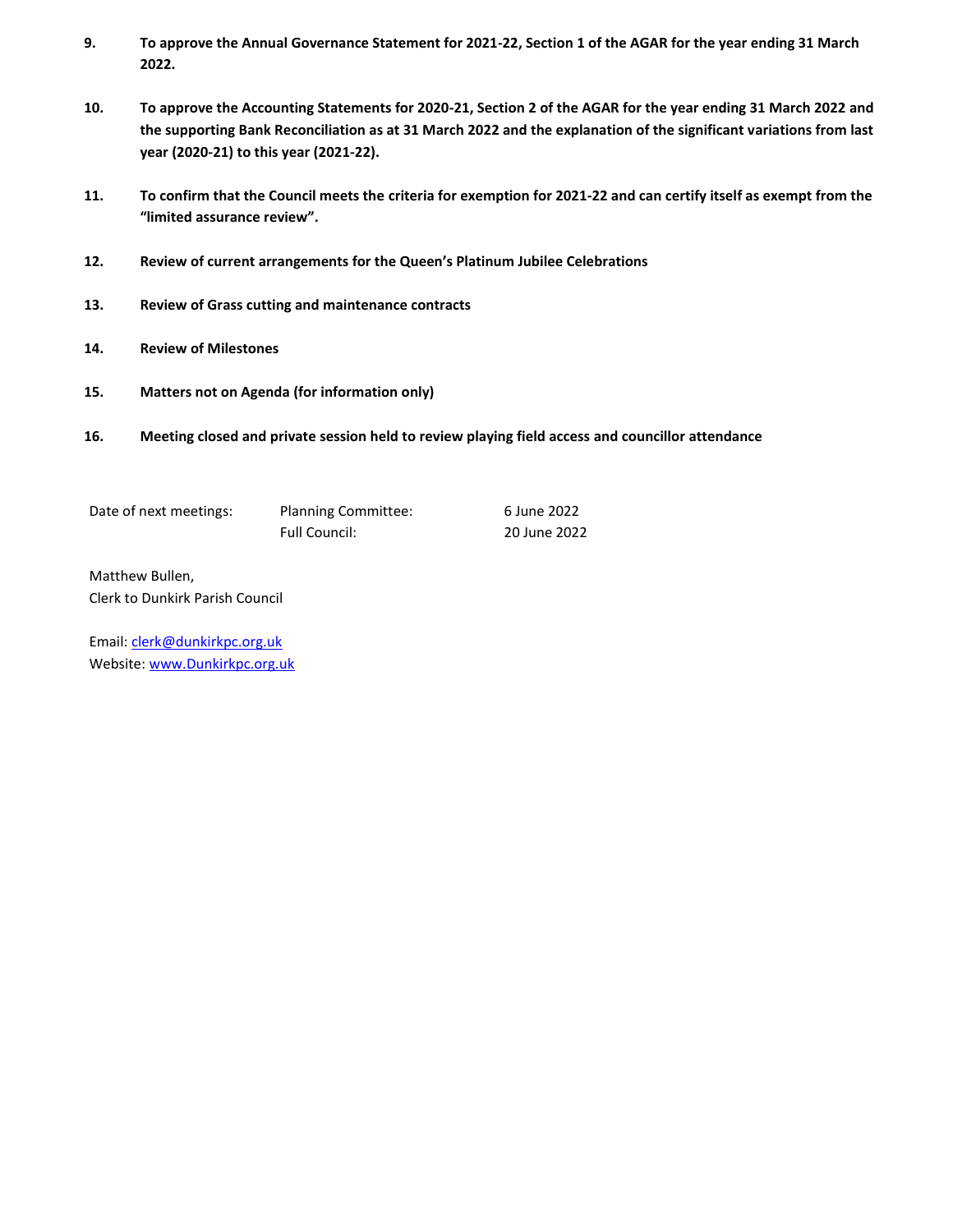**9.** **To approve the Annual Governance Statement for 2021-22, Section 1 of the AGAR for the year ending 31 March 2022.**

**10.** **To approve the Accounting Statements for 2020-21, Section 2 of the AGAR for the year ending 31 March 2022 and the supporting Bank Reconciliation as at 31 March 2022 and the explanation of the significant variations from last year (2020-21) to this year (2021-22).**

**11.** **To confirm that the Council meets the criteria for exemption for 2021-22 and can certify itself as exempt from the "limited assurance review".**

**12.** **Review of current arrangements for the Queen's Platinum Jubilee Celebrations**

**13.** **Review of Grass cutting and maintenance contracts**

**14.** **Review of Milestones**

**15.** **Matters not on Agenda (for information only)**

**16.** **Meeting closed and private session held to review playing field access and councillor attendance**

| | | |
|---|---|---|
| Date of next meetings: | Planning Committee: | 6 June 2022 |
| | Full Council: | 20 June 2022 |

Matthew Bullen,
Clerk to Dunkirk Parish Council

Email: clerk@dunkirkpc.org.uk
Website: www.Dunkirkpc.org.uk